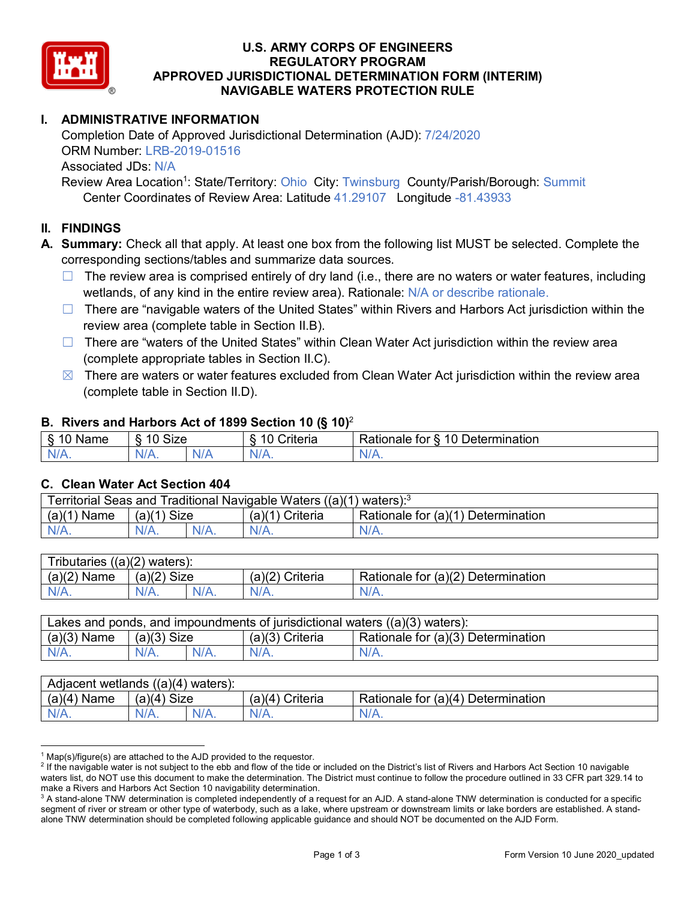# U.S. ARMY CORPS OF ENGINEERS
# REGULATORY PROGRAM
# APPROVED JURISDICTIONAL DETERMINATION FORM (INTERIM)
# NAVIGABLE WATERS PROTECTION RULE

## I. ADMINISTRATIVE INFORMATION

Completion Date of Approved Jurisdictional Determination (AJD): 7/24/2020
ORM Number: LRB-2019-01516
Associated JDs: N/A
Review Area Location[1]: State/Territory: Ohio City: Twinsburg County/Parish/Borough: Summit
Center Coordinates of Review Area: Latitude 41.29107 Longitude -81.43933

## II. FINDINGS

**A. Summary:** Check all that apply. At least one box from the following list MUST be selected. Complete the corresponding sections/tables and summarize data sources.

- ☐ The review area is comprised entirely of dry land (i.e., there are no waters or water features, including wetlands, of any kind in the entire review area). Rationale: N/A or describe rationale.
- ☐ There are "navigable waters of the United States" within Rivers and Harbors Act jurisdiction within the review area (complete table in Section II.B).
- ☐ There are "waters of the United States" within Clean Water Act jurisdiction within the review area (complete appropriate tables in Section II.C).
- ☒ There are waters or water features excluded from Clean Water Act jurisdiction within the review area (complete table in Section II.D).

### B. Rivers and Harbors Act of 1899 Section 10 (§ 10)[2]

| § 10 Name | § 10 Size | | § 10 Criteria | Rationale for § 10 Determination |
|---|---|---|---|---|
| N/A. | N/A. | N/A | N/A. | N/A. |

### C. Clean Water Act Section 404

| Territorial Seas and Traditional Navigable Waters ((a)(1) waters):[3] | | | | |
|---|---|---|---|---|
| (a)(1) Name | (a)(1) Size | | (a)(1) Criteria | Rationale for (a)(1) Determination |
| N/A. | N/A. | N/A. | N/A. | N/A. |

| Tributaries ((a)(2) waters): | | | | |
|---|---|---|---|---|
| (a)(2) Name | (a)(2) Size | | (a)(2) Criteria | Rationale for (a)(2) Determination |
| N/A. | N/A. | N/A. | N/A. | N/A. |

| Lakes and ponds, and impoundments of jurisdictional waters ((a)(3) waters): | | | | |
|---|---|---|---|---|
| (a)(3) Name | (a)(3) Size | | (a)(3) Criteria | Rationale for (a)(3) Determination |
| N/A. | N/A. | N/A. | N/A. | N/A. |

| Adjacent wetlands ((a)(4) waters): | | | | |
|---|---|---|---|---|
| (a)(4) Name | (a)(4) Size | | (a)(4) Criteria | Rationale for (a)(4) Determination |
| N/A. | N/A. | N/A. | N/A. | N/A. |

---

[1] Map(s)/figure(s) are attached to the AJD provided to the requestor.
[2] If the navigable water is not subject to the ebb and flow of the tide or included on the District's list of Rivers and Harbors Act Section 10 navigable waters list, do NOT use this document to make the determination. The District must continue to follow the procedure outlined in 33 CFR part 329.14 to make a Rivers and Harbors Act Section 10 navigability determination.
[3] A stand-alone TNW determination is completed independently of a request for an AJD. A stand-alone TNW determination is conducted for a specific segment of river or stream or other type of waterbody, such as a lake, where upstream or downstream limits or lake borders are established. A stand-alone TNW determination should be completed following applicable guidance and should NOT be documented on the AJD Form.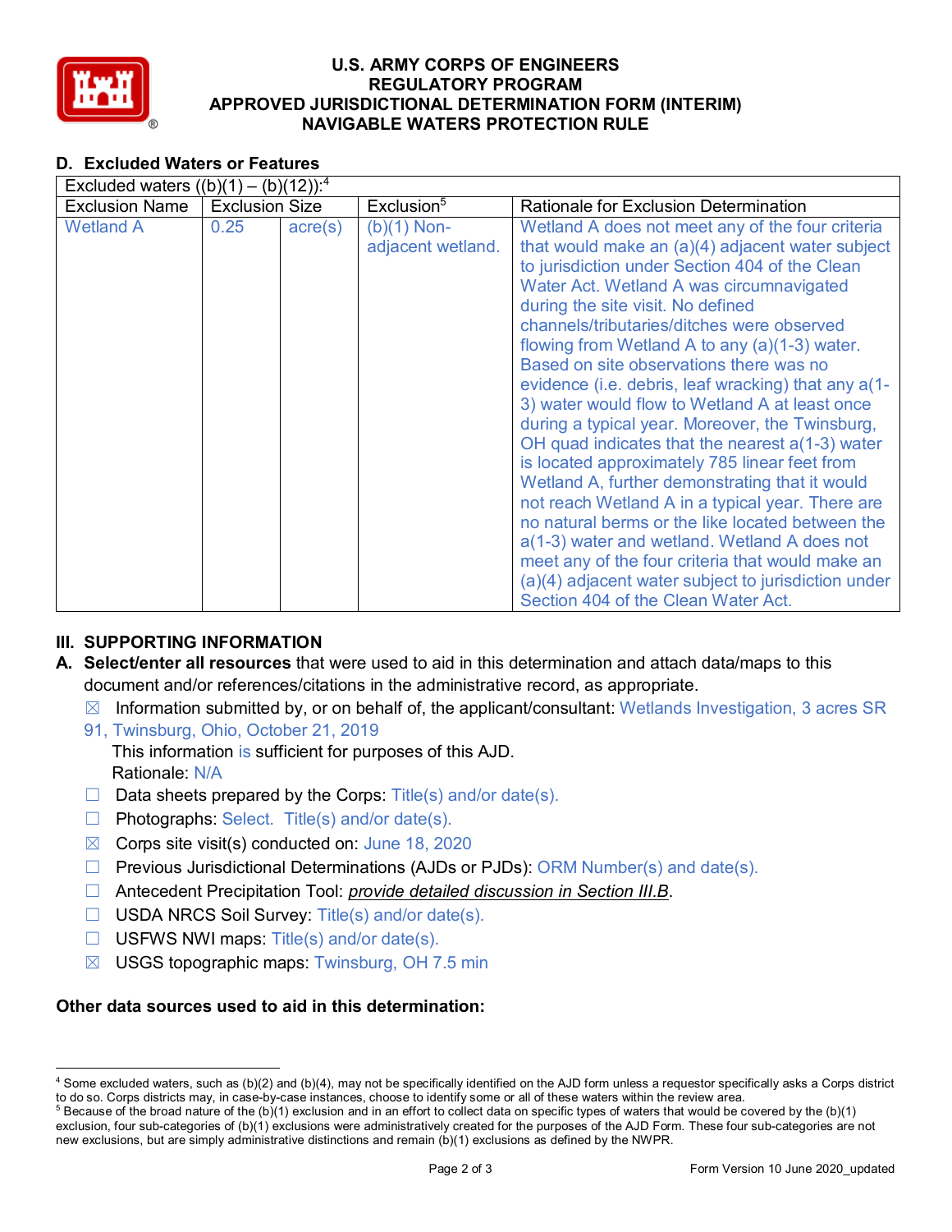# U.S. ARMY CORPS OF ENGINEERS
# REGULATORY PROGRAM
# APPROVED JURISDICTIONAL DETERMINATION FORM (INTERIM)
# NAVIGABLE WATERS PROTECTION RULE

## D. Excluded Waters or Features

Excluded waters ((b)(1) – (b)(12)):[4]

| Exclusion Name | Exclusion Size | | Exclusion[5] | Rationale for Exclusion Determination |
|---|---|---|---|---|
| Wetland A | 0.25 | acre(s) | (b)(1) Non-adjacent wetland. | Wetland A does not meet any of the four criteria that would make an (a)(4) adjacent water subject to jurisdiction under Section 404 of the Clean Water Act. Wetland A was circumnavigated during the site visit. No defined channels/tributaries/ditches were observed flowing from Wetland A to any (a)(1-3) water. Based on site observations there was no evidence (i.e. debris, leaf wracking) that any a(1-3) water would flow to Wetland A at least once during a typical year. Moreover, the Twinsburg, OH quad indicates that the nearest a(1-3) water is located approximately 785 linear feet from Wetland A, further demonstrating that it would not reach Wetland A in a typical year. There are no natural berms or the like located between the a(1-3) water and wetland. Wetland A does not meet any of the four criteria that would make an (a)(4) adjacent water subject to jurisdiction under Section 404 of the Clean Water Act. |

## III. SUPPORTING INFORMATION

**A. Select/enter all resources** that were used to aid in this determination and attach data/maps to this document and/or references/citations in the administrative record, as appropriate.

- ☒ Information submitted by, or on behalf of, the applicant/consultant: Wetlands Investigation, 3 acres SR 91, Twinsburg, Ohio, October 21, 2019
  This information is sufficient for purposes of this AJD.
  Rationale: N/A
- ☐ Data sheets prepared by the Corps: Title(s) and/or date(s).
- ☐ Photographs: Select. Title(s) and/or date(s).
- ☒ Corps site visit(s) conducted on: June 18, 2020
- ☐ Previous Jurisdictional Determinations (AJDs or PJDs): ORM Number(s) and date(s).
- ☐ Antecedent Precipitation Tool: *provide detailed discussion in Section III.B*.
- ☐ USDA NRCS Soil Survey: Title(s) and/or date(s).
- ☐ USFWS NWI maps: Title(s) and/or date(s).
- ☒ USGS topographic maps: Twinsburg, OH 7.5 min

**Other data sources used to aid in this determination:**

---

[4] Some excluded waters, such as (b)(2) and (b)(4), may not be specifically identified on the AJD form unless a requestor specifically asks a Corps district to do so. Corps districts may, in case-by-case instances, choose to identify some or all of these waters within the review area.

[5] Because of the broad nature of the (b)(1) exclusion and in an effort to collect data on specific types of waters that would be covered by the (b)(1) exclusion, four sub-categories of (b)(1) exclusions were administratively created for the purposes of the AJD Form. These four sub-categories are not new exclusions, but are simply administrative distinctions and remain (b)(1) exclusions as defined by the NWPR.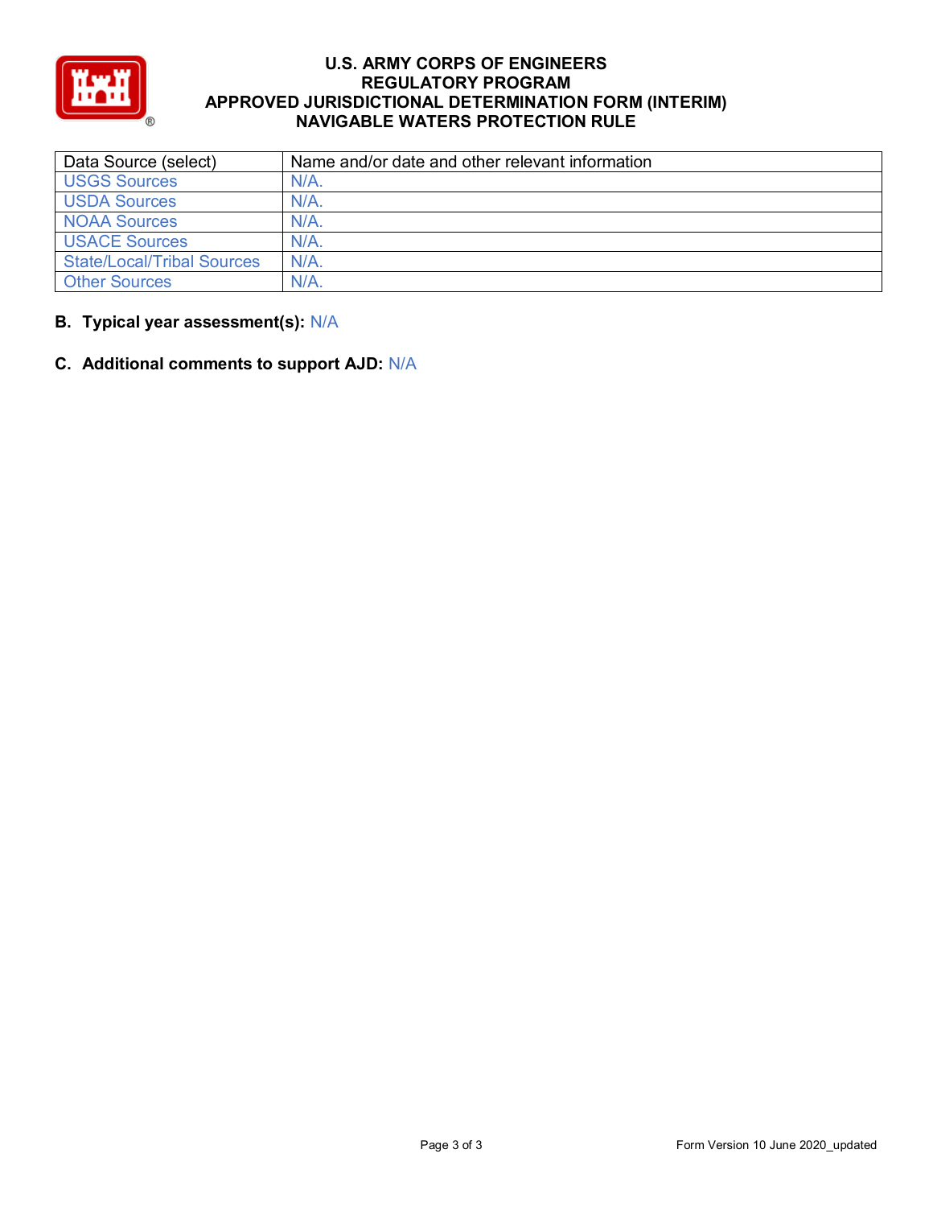| Data Source (select) | Name and/or date and other relevant information |
|---|---|
| USGS Sources | N/A. |
| USDA Sources | N/A. |
| NOAA Sources | N/A. |
| USACE Sources | N/A. |
| State/Local/Tribal Sources | N/A. |
| Other Sources | N/A. |

**B. Typical year assessment(s):** N/A

**C. Additional comments to support AJD:** N/A